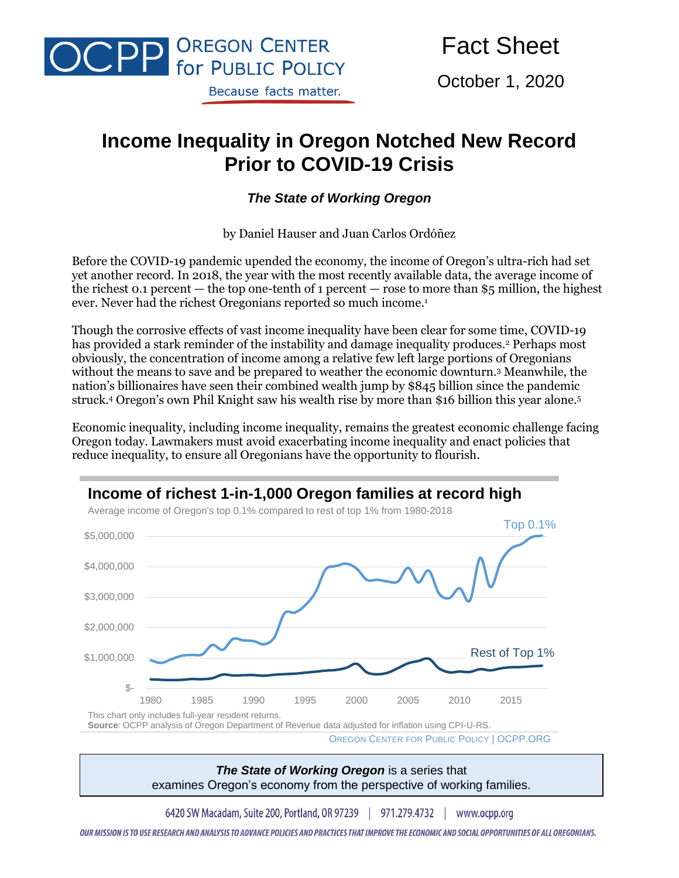OCPP OREGON CENTER for PUBLIC POLICY

Because facts matter.

Fact Sheet

October 1, 2020

# Income Inequality in Oregon Notched New Record Prior to COVID-19 Crisis

***The State of Working Oregon***

by Daniel Hauser and Juan Carlos Ordóñez

Before the COVID-19 pandemic upended the economy, the income of Oregon's ultra-rich had set yet another record. In 2018, the year with the most recently available data, the average income of the richest 0.1 percent — the top one-tenth of 1 percent — rose to more than $5 million, the highest ever. Never had the richest Oregonians reported so much income.[1]

Though the corrosive effects of vast income inequality have been clear for some time, COVID-19 has provided a stark reminder of the instability and damage inequality produces.[2] Perhaps most obviously, the concentration of income among a relative few left large portions of Oregonians without the means to save and be prepared to weather the economic downturn.[3] Meanwhile, the nation's billionaires have seen their combined wealth jump by $845 billion since the pandemic struck.[4] Oregon's own Phil Knight saw his wealth rise by more than $16 billion this year alone.[5]

Economic inequality, including income inequality, remains the greatest economic challenge facing Oregon today. Lawmakers must avoid exacerbating income inequality and enact policies that reduce inequality, to ensure all Oregonians have the opportunity to flourish.

## Income of richest 1-in-1,000 Oregon families at record high

Average income of Oregon's top 0.1% compared to rest of top 1% from 1980-2018

This chart only includes full-year resident returns.

**Source**: OCPP analysis of Oregon Department of Revenue data adjusted for inflation using CPI-U-RS.

OREGON CENTER FOR PUBLIC POLICY | OCPP.ORG

***The State of Working Oregon*** is a series that examines Oregon's economy from the perspective of working families.

6420 SW Macadam, Suite 200, Portland, OR 97239 | 971.279.4732 | www.ocpp.org

*OUR MISSION IS TO USE RESEARCH AND ANALYSIS TO ADVANCE POLICIES AND PRACTICES THAT IMPROVE THE ECONOMIC AND SOCIAL OPPORTUNITIES OF ALL OREGONIANS.*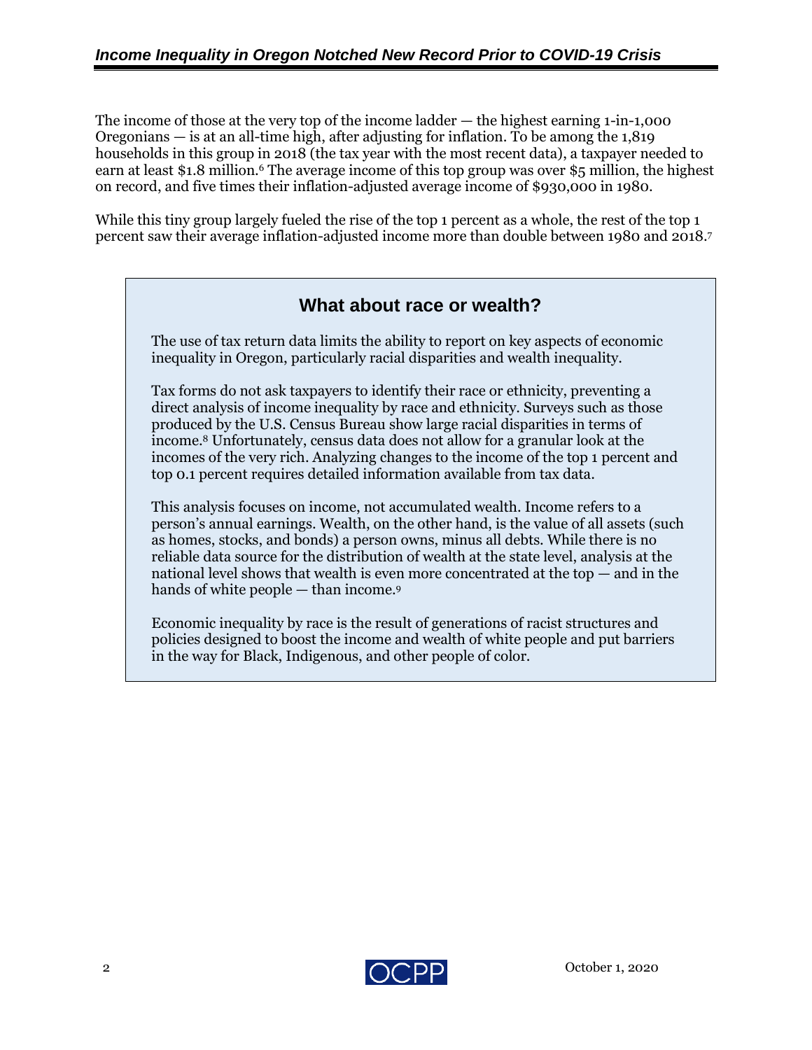The income of those at the very top of the income ladder — the highest earning 1-in-1,000 Oregonians — is at an all-time high, after adjusting for inflation. To be among the 1,819 households in this group in 2018 (the tax year with the most recent data), a taxpayer needed to earn at least $1.8 million.[6] The average income of this top group was over $5 million, the highest on record, and five times their inflation-adjusted average income of $930,000 in 1980.

While this tiny group largely fueled the rise of the top 1 percent as a whole, the rest of the top 1 percent saw their average inflation-adjusted income more than double between 1980 and 2018.[7]

## What about race or wealth?

The use of tax return data limits the ability to report on key aspects of economic inequality in Oregon, particularly racial disparities and wealth inequality.

Tax forms do not ask taxpayers to identify their race or ethnicity, preventing a direct analysis of income inequality by race and ethnicity. Surveys such as those produced by the U.S. Census Bureau show large racial disparities in terms of income.[8] Unfortunately, census data does not allow for a granular look at the incomes of the very rich. Analyzing changes to the income of the top 1 percent and top 0.1 percent requires detailed information available from tax data.

This analysis focuses on income, not accumulated wealth. Income refers to a person's annual earnings. Wealth, on the other hand, is the value of all assets (such as homes, stocks, and bonds) a person owns, minus all debts. While there is no reliable data source for the distribution of wealth at the state level, analysis at the national level shows that wealth is even more concentrated at the top — and in the hands of white people — than income.[9]

Economic inequality by race is the result of generations of racist structures and policies designed to boost the income and wealth of white people and put barriers in the way for Black, Indigenous, and other people of color.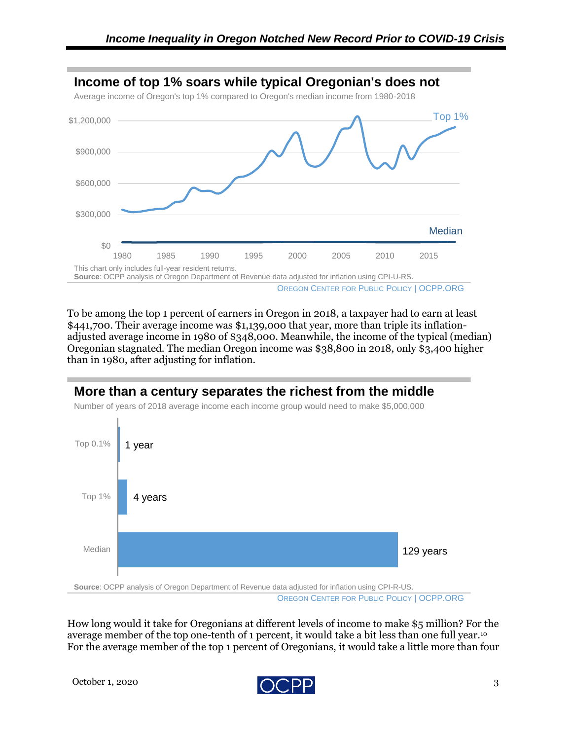## Income of top 1% soars while typical Oregonian's does not

Average income of Oregon's top 1% compared to Oregon's median income from 1980-2018

This chart only includes full-year resident returns.
**Source**: OCPP analysis of Oregon Department of Revenue data adjusted for inflation using CPI-U-RS.
OREGON CENTER FOR PUBLIC POLICY | OCPP.ORG

To be among the top 1 percent of earners in Oregon in 2018, a taxpayer had to earn at least $441,700. Their average income was $1,139,000 that year, more than triple its inflation-adjusted average income in 1980 of $348,000. Meanwhile, the income of the typical (median) Oregonian stagnated. The median Oregon income was $38,800 in 2018, only $3,400 higher than in 1980, after adjusting for inflation.

## More than a century separates the richest from the middle

Number of years of 2018 average income each income group would need to make $5,000,000

| Group | Years |
|---|---|
| Top 0.1% | 1 year |
| Top 1% | 4 years |
| Median | 129 years |

**Source**: OCPP analysis of Oregon Department of Revenue data adjusted for inflation using CPI-R-US.
OREGON CENTER FOR PUBLIC POLICY | OCPP.ORG

How long would it take for Oregonians at different levels of income to make $5 million? For the average member of the top one-tenth of 1 percent, it would take a bit less than one full year.[10] For the average member of the top 1 percent of Oregonians, it would take a little more than four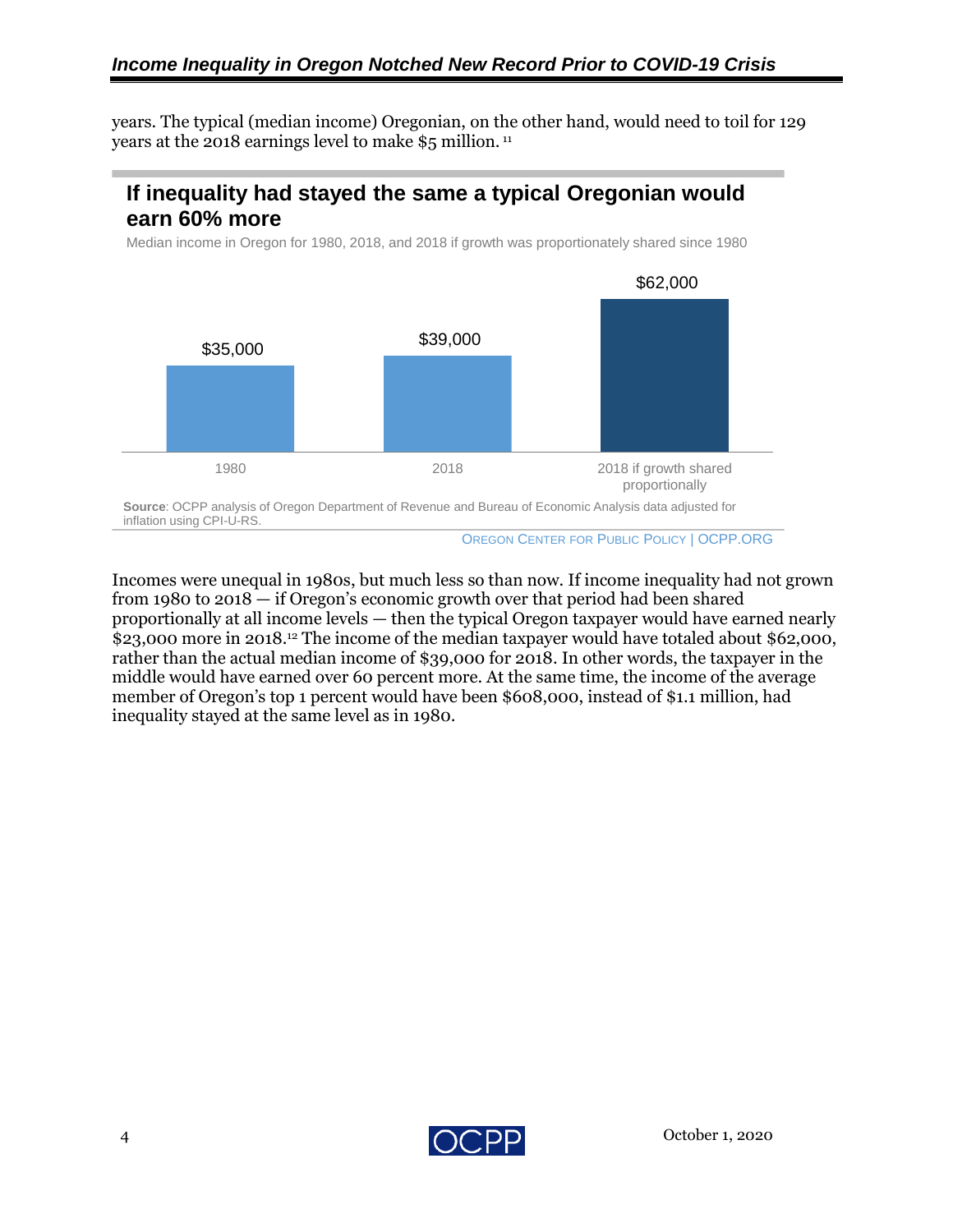years. The typical (median income) Oregonian, on the other hand, would need to toil for 129 years at the 2018 earnings level to make $5 million. [11]

## If inequality had stayed the same a typical Oregonian would earn 60% more

Median income in Oregon for 1980, 2018, and 2018 if growth was proportionately shared since 1980

| | Median income |
|---|---|
| 1980 | $35,000 |
| 2018 | $39,000 |
| 2018 if growth shared proportionally | $62,000 |

**Source**: OCPP analysis of Oregon Department of Revenue and Bureau of Economic Analysis data adjusted for inflation using CPI-U-RS.

OREGON CENTER FOR PUBLIC POLICY | OCPP.ORG

Incomes were unequal in 1980s, but much less so than now. If income inequality had not grown from 1980 to 2018 — if Oregon's economic growth over that period had been shared proportionally at all income levels — then the typical Oregon taxpayer would have earned nearly $23,000 more in 2018.[12] The income of the median taxpayer would have totaled about $62,000, rather than the actual median income of $39,000 for 2018. In other words, the taxpayer in the middle would have earned over 60 percent more. At the same time, the income of the average member of Oregon's top 1 percent would have been $608,000, instead of $1.1 million, had inequality stayed at the same level as in 1980.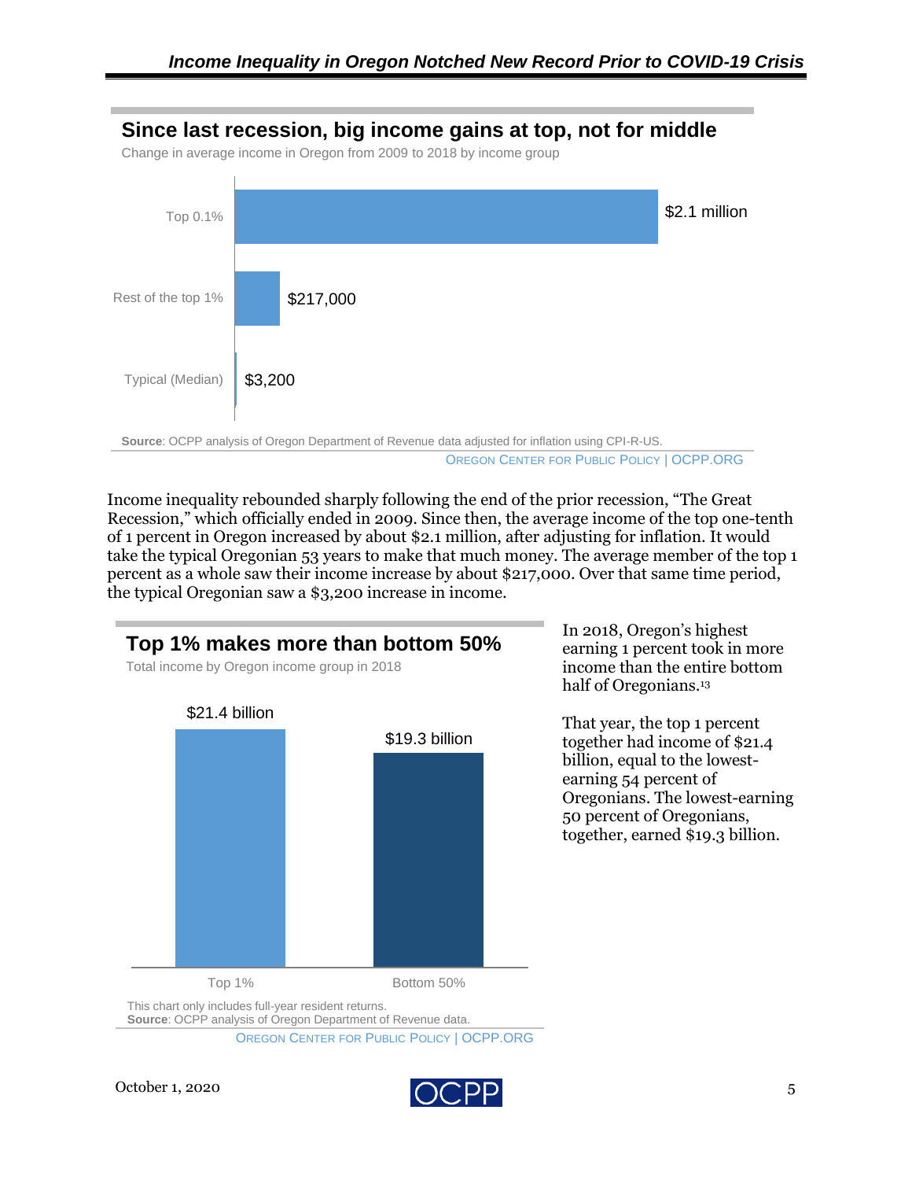## Since last recession, big income gains at top, not for middle

Change in average income in Oregon from 2009 to 2018 by income group

| Income group | Change in average income |
| --- | --- |
| Top 0.1% | $2.1 million |
| Rest of the top 1% | $217,000 |
| Typical (Median) | $3,200 |

**Source**: OCPP analysis of Oregon Department of Revenue data adjusted for inflation using CPI-R-US.

OREGON CENTER FOR PUBLIC POLICY | OCPP.ORG

Income inequality rebounded sharply following the end of the prior recession, "The Great Recession," which officially ended in 2009. Since then, the average income of the top one-tenth of 1 percent in Oregon increased by about $2.1 million, after adjusting for inflation. It would take the typical Oregonian 53 years to make that much money. The average member of the top 1 percent as a whole saw their income increase by about $217,000. Over that same time period, the typical Oregonian saw a $3,200 increase in income.

## Top 1% makes more than bottom 50%

Total income by Oregon income group in 2018

| Income group | Total income |
| --- | --- |
| Top 1% | $21.4 billion |
| Bottom 50% | $19.3 billion |

This chart only includes full-year resident returns.
**Source**: OCPP analysis of Oregon Department of Revenue data.

OREGON CENTER FOR PUBLIC POLICY | OCPP.ORG

In 2018, Oregon's highest earning 1 percent took in more income than the entire bottom half of Oregonians.[13]

That year, the top 1 percent together had income of $21.4 billion, equal to the lowest-earning 54 percent of Oregonians. The lowest-earning 50 percent of Oregonians, together, earned $19.3 billion.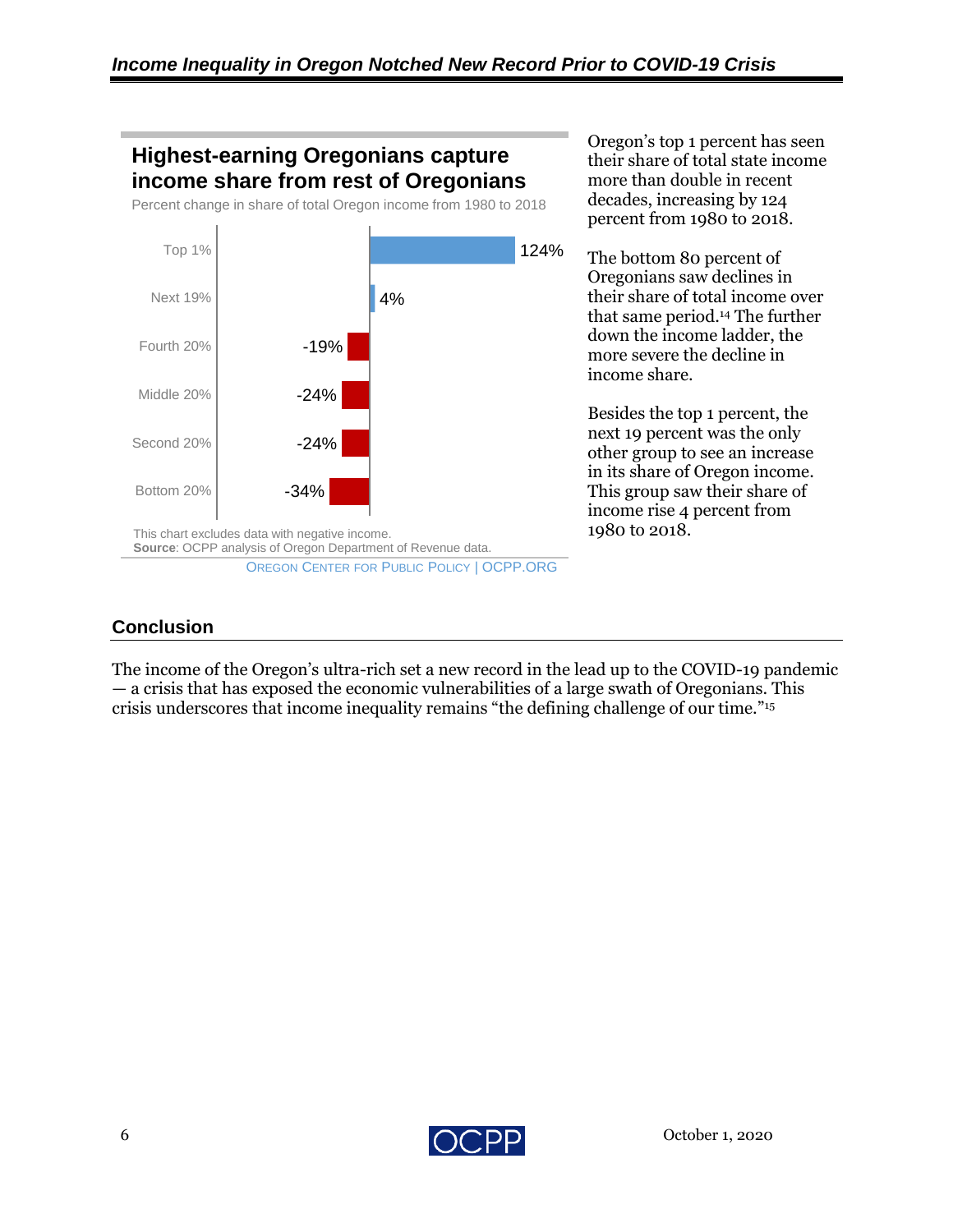### Highest-earning Oregonians capture income share from rest of Oregonians

Percent change in share of total Oregon income from 1980 to 2018

| Group | Percent change |
| --- | --- |
| Top 1% | 124% |
| Next 19% | 4% |
| Fourth 20% | -19% |
| Middle 20% | -24% |
| Second 20% | -24% |
| Bottom 20% | -34% |

This chart excludes data with negative income.
**Source**: OCPP analysis of Oregon Department of Revenue data.
OREGON CENTER FOR PUBLIC POLICY | OCPP.ORG

Oregon's top 1 percent has seen their share of total state income more than double in recent decades, increasing by 124 percent from 1980 to 2018.

The bottom 80 percent of Oregonians saw declines in their share of total income over that same period.[14] The further down the income ladder, the more severe the decline in income share.

Besides the top 1 percent, the next 19 percent was the only other group to see an increase in its share of Oregon income. This group saw their share of income rise 4 percent from 1980 to 2018.

## Conclusion

The income of the Oregon's ultra-rich set a new record in the lead up to the COVID-19 pandemic — a crisis that has exposed the economic vulnerabilities of a large swath of Oregonians. This crisis underscores that income inequality remains "the defining challenge of our time."[15]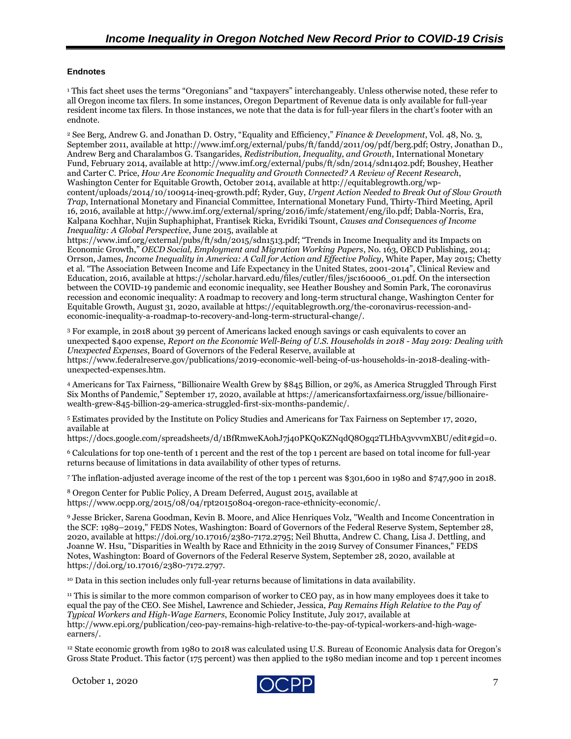## Endnotes

[1] This fact sheet uses the terms "Oregonians" and "taxpayers" interchangeably. Unless otherwise noted, these refer to all Oregon income tax filers. In some instances, Oregon Department of Revenue data is only available for full-year resident income tax filers. In those instances, we note that the data is for full-year filers in the chart's footer with an endnote.

[2] See Berg, Andrew G. and Jonathan D. Ostry, "Equality and Efficiency," *Finance & Development*, Vol. 48, No. 3, September 2011, available at http://www.imf.org/external/pubs/ft/fandd/2011/09/pdf/berg.pdf; Ostry, Jonathan D., Andrew Berg and Charalambos G. Tsangarides, *Redistribution, Inequality, and Growth*, International Monetary Fund, February 2014, available at http://www.imf.org/external/pubs/ft/sdn/2014/sdn1402.pdf; Boushey, Heather and Carter C. Price, *How Are Economic Inequality and Growth Connected? A Review of Recent Research*, Washington Center for Equitable Growth, October 2014, available at http://equitablegrowth.org/wp-content/uploads/2014/10/100914-ineq-growth.pdf; Ryder, Guy, *Urgent Action Needed to Break Out of Slow Growth Trap*, International Monetary and Financial Committee, International Monetary Fund, Thirty-Third Meeting, April 16, 2016, available at http://www.imf.org/external/spring/2016/imfc/statement/eng/ilo.pdf; Dabla-Norris, Era, Kalpana Kochhar, Nujin Suphaphiphat, Frantisek Ricka, Evridiki Tsount, *Causes and Consequences of Income Inequality: A Global Perspective*, June 2015, available at https://www.imf.org/external/pubs/ft/sdn/2015/sdn1513.pdf; "Trends in Income Inequality and its Impacts on Economic Growth," *OECD Social, Employment and Migration Working Papers*, No. 163, OECD Publishing, 2014; Orrson, James, *Income Inequality in America: A Call for Action and Effective Policy*, White Paper, May 2015; Chetty et al. "The Association Between Income and Life Expectancy in the United States, 2001-2014", Clinical Review and Education, 2016, available at https://scholar.harvard.edu/files/cutler/files/jsc160006_01.pdf. On the intersection between the COVID-19 pandemic and economic inequality, see Heather Boushey and Somin Park, The coronavirus recession and economic inequality: A roadmap to recovery and long-term structural change, Washington Center for Equitable Growth, August 31, 2020, available at https://equitablegrowth.org/the-coronavirus-recession-and-economic-inequality-a-roadmap-to-recovery-and-long-term-structural-change/.

[3] For example, in 2018 about 39 percent of Americans lacked enough savings or cash equivalents to cover an unexpected $400 expense, *Report on the Economic Well-Being of U.S. Households in 2018 - May 2019: Dealing with Unexpected Expenses*, Board of Governors of the Federal Reserve, available at https://www.federalreserve.gov/publications/2019-economic-well-being-of-us-households-in-2018-dealing-with-unexpected-expenses.htm.

[4] Americans for Tax Fairness, "Billionaire Wealth Grew by $845 Billion, or 29%, as America Struggled Through First Six Months of Pandemic," September 17, 2020, available at https://americansfortaxfairness.org/issue/billionaire-wealth-grew-845-billion-29-america-struggled-first-six-months-pandemic/.

[5] Estimates provided by the Institute on Policy Studies and Americans for Tax Fairness on September 17, 2020, available at https://docs.google.com/spreadsheets/d/1BfRmweKAohJ7j40PKQoKZNqdQ8Ogq2TLHbA3vvvmXBU/edit#gid=0.

[6] Calculations for top one-tenth of 1 percent and the rest of the top 1 percent are based on total income for full-year returns because of limitations in data availability of other types of returns.

[7] The inflation-adjusted average income of the rest of the top 1 percent was $301,600 in 1980 and $747,900 in 2018.

[8] Oregon Center for Public Policy, A Dream Deferred, August 2015, available at https://www.ocpp.org/2015/08/04/rpt20150804-oregon-race-ethnicity-economic/.

[9] Jesse Bricker, Sarena Goodman, Kevin B. Moore, and Alice Henriques Volz, "Wealth and Income Concentration in the SCF: 1989–2019," FEDS Notes, Washington: Board of Governors of the Federal Reserve System, September 28, 2020, available at https://doi.org/10.17016/2380-7172.2795; Neil Bhutta, Andrew C. Chang, Lisa J. Dettling, and Joanne W. Hsu, "Disparities in Wealth by Race and Ethnicity in the 2019 Survey of Consumer Finances," FEDS Notes, Washington: Board of Governors of the Federal Reserve System, September 28, 2020, available at https://doi.org/10.17016/2380-7172.2797.

[10] Data in this section includes only full-year returns because of limitations in data availability.

[11] This is similar to the more common comparison of worker to CEO pay, as in how many employees does it take to equal the pay of the CEO. See Mishel, Lawrence and Schieder, Jessica, *Pay Remains High Relative to the Pay of Typical Workers and High-Wage Earners*, Economic Policy Institute, July 2017, available at http://www.epi.org/publication/ceo-pay-remains-high-relative-to-the-pay-of-typical-workers-and-high-wage-earners/.

[12] State economic growth from 1980 to 2018 was calculated using U.S. Bureau of Economic Analysis data for Oregon's Gross State Product. This factor (175 percent) was then applied to the 1980 median income and top 1 percent incomes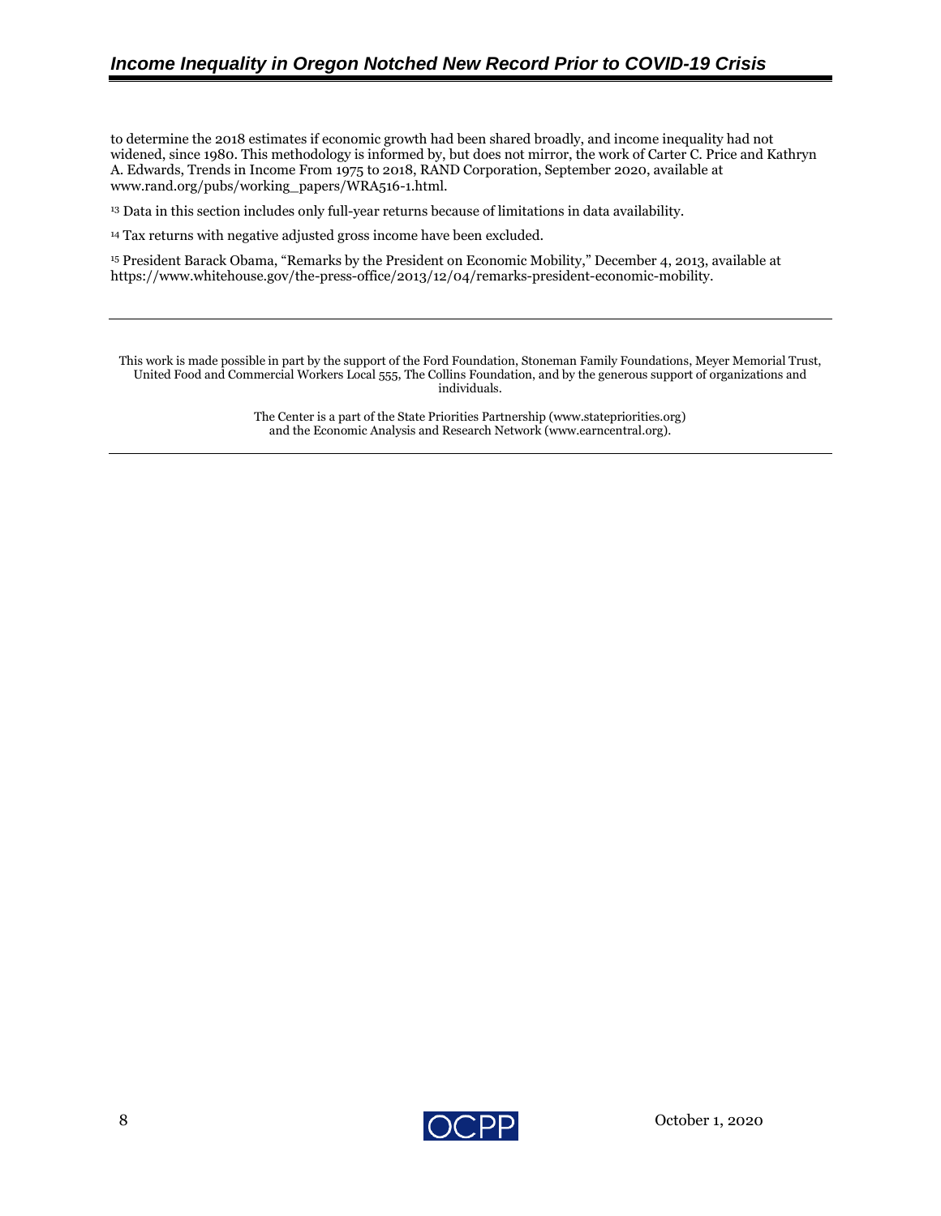to determine the 2018 estimates if economic growth had been shared broadly, and income inequality had not widened, since 1980. This methodology is informed by, but does not mirror, the work of Carter C. Price and Kathryn A. Edwards, Trends in Income From 1975 to 2018, RAND Corporation, September 2020, available at www.rand.org/pubs/working_papers/WRA516-1.html.

[13] Data in this section includes only full-year returns because of limitations in data availability.

[14] Tax returns with negative adjusted gross income have been excluded.

[15] President Barack Obama, "Remarks by the President on Economic Mobility," December 4, 2013, available at https://www.whitehouse.gov/the-press-office/2013/12/04/remarks-president-economic-mobility.

---

This work is made possible in part by the support of the Ford Foundation, Stoneman Family Foundations, Meyer Memorial Trust, United Food and Commercial Workers Local 555, The Collins Foundation, and by the generous support of organizations and individuals.

The Center is a part of the State Priorities Partnership (www.statepriorities.org) and the Economic Analysis and Research Network (www.earncentral.org).

---